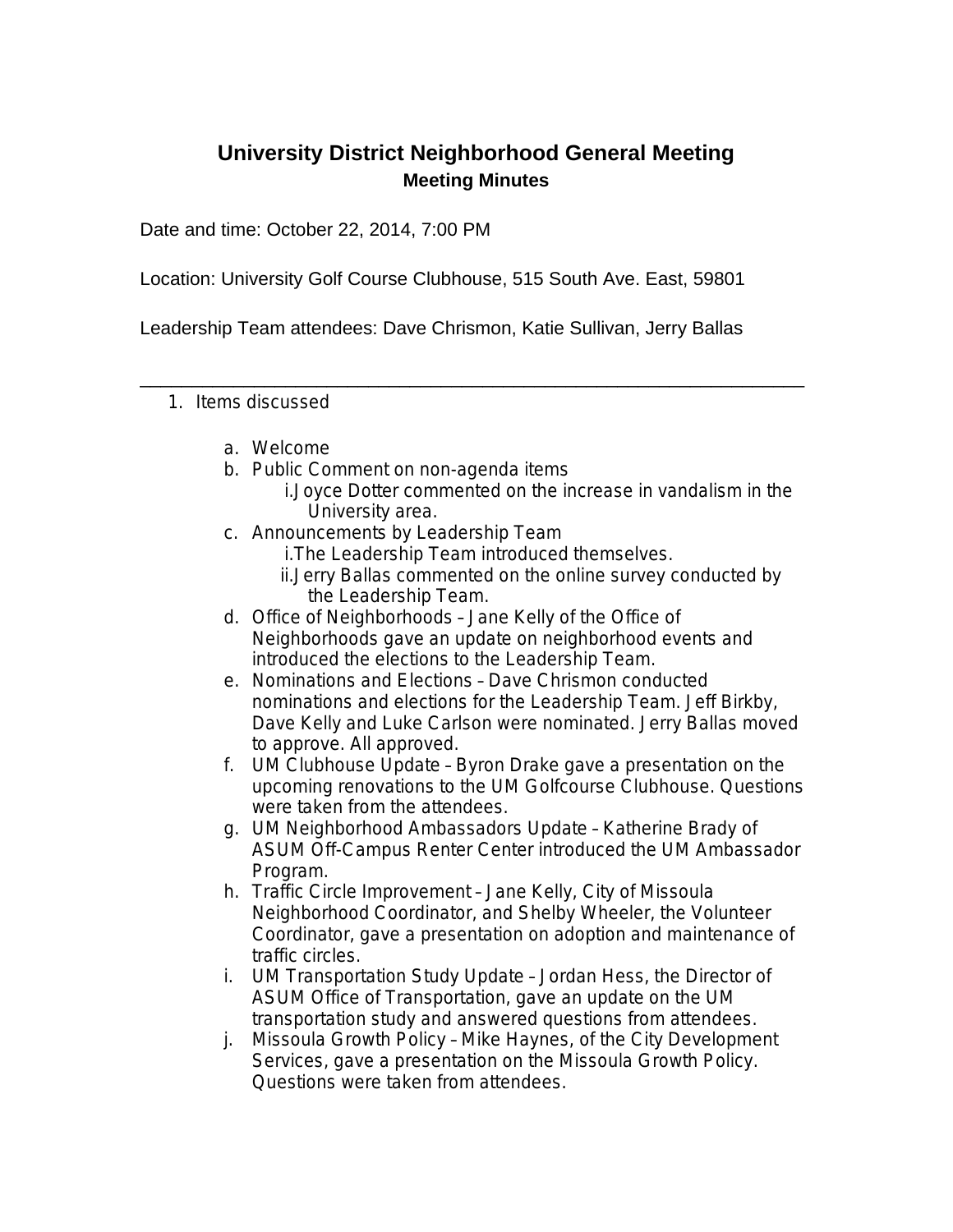# University District Neighborhood General Meeting

## Meeting Minutes

Date and time: October 22, 2014, 7:00 PM

Location: University Golf Course Clubhouse, 515 South Ave. East, 59801

Leadership Team attendees: Dave Chrismon, Katie Sullivan, Jerry Ballas

---

1. Items discussed

   a. Welcome
   b. Public Comment on non-agenda items
      i. Joyce Dotter commented on the increase in vandalism in the University area.
   c. Announcements by Leadership Team
      i. The Leadership Team introduced themselves.
      ii. Jerry Ballas commented on the online survey conducted by the Leadership Team.
   d. Office of Neighborhoods – Jane Kelly of the Office of Neighborhoods gave an update on neighborhood events and introduced the elections to the Leadership Team.
   e. Nominations and Elections – Dave Chrismon conducted nominations and elections for the Leadership Team. Jeff Birkby, Dave Kelly and Luke Carlson were nominated. Jerry Ballas moved to approve. All approved.
   f. UM Clubhouse Update – Byron Drake gave a presentation on the upcoming renovations to the UM Golfcourse Clubhouse. Questions were taken from the attendees.
   g. UM Neighborhood Ambassadors Update – Katherine Brady of ASUM Off-Campus Renter Center introduced the UM Ambassador Program.
   h. Traffic Circle Improvement – Jane Kelly, City of Missoula Neighborhood Coordinator, and Shelby Wheeler, the Volunteer Coordinator, gave a presentation on adoption and maintenance of traffic circles.
   i. UM Transportation Study Update – Jordan Hess, the Director of ASUM Office of Transportation, gave an update on the UM transportation study and answered questions from attendees.
   j. Missoula Growth Policy – Mike Haynes, of the City Development Services, gave a presentation on the Missoula Growth Policy. Questions were taken from attendees.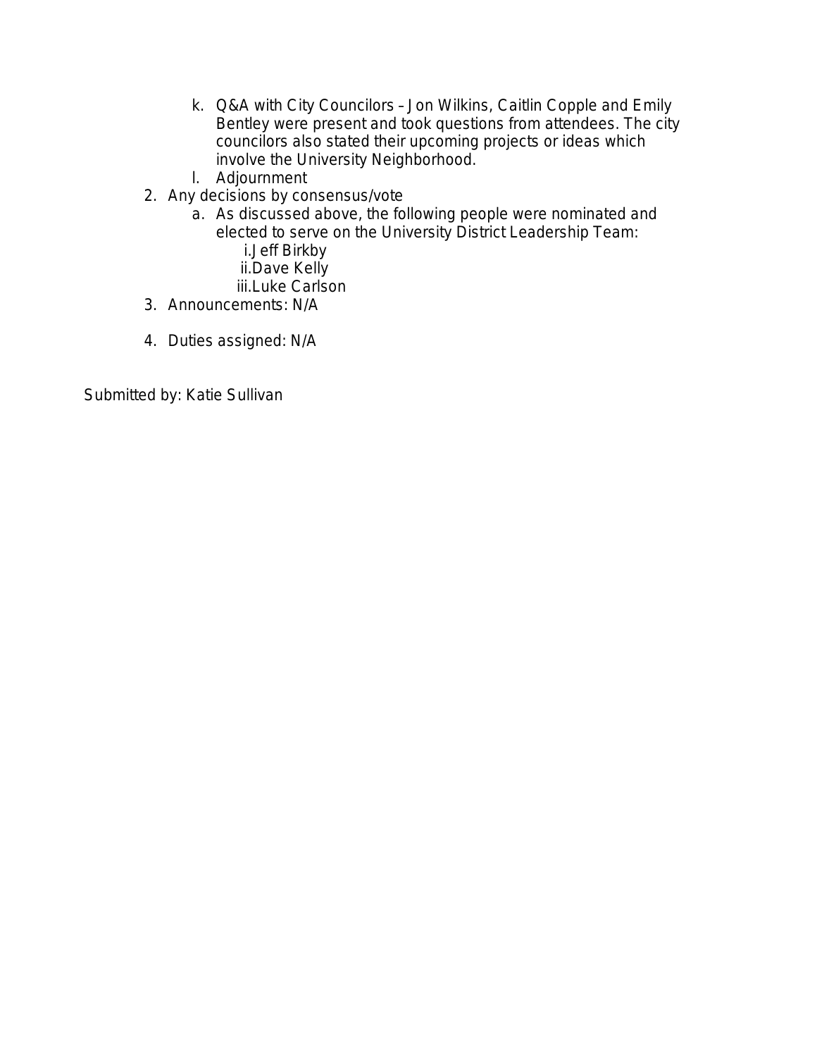k. Q&A with City Councilors – Jon Wilkins, Caitlin Copple and Emily Bentley were present and took questions from attendees. The city councilors also stated their upcoming projects or ideas which involve the University Neighborhood.

l. Adjournment

2. Any decisions by consensus/vote
   a. As discussed above, the following people were nominated and elected to serve on the University District Leadership Team:
      i. Jeff Birkby
      ii. Dave Kelly
      iii. Luke Carlson
3. Announcements: N/A
4. Duties assigned: N/A

Submitted by: Katie Sullivan